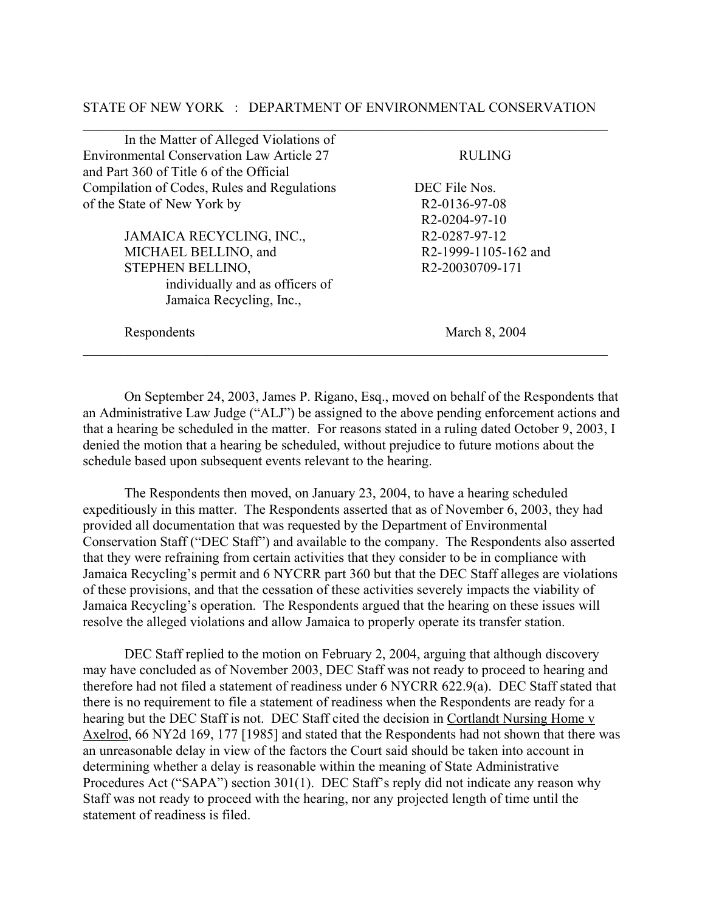STATE OF NEW YORK : DEPARTMENT OF ENVIRONMENTAL CONSERVATION

---

| | |
|---|---|
| In the Matter of Alleged Violations of Environmental Conservation Law Article 27 and Part 360 of Title 6 of the Official Compilation of Codes, Rules and Regulations of the State of New York by | RULING |
| | DEC File Nos. R2-0136-97-08 R2-0204-97-10 R2-0287-97-12 R2-1999-1105-162 and R2-20030709-171 |
| JAMAICA RECYCLING, INC., MICHAEL BELLINO, and STEPHEN BELLINO, individually and as officers of Jamaica Recycling, Inc., | |
| Respondents | March 8, 2004 |

---

On September 24, 2003, James P. Rigano, Esq., moved on behalf of the Respondents that an Administrative Law Judge ("ALJ") be assigned to the above pending enforcement actions and that a hearing be scheduled in the matter. For reasons stated in a ruling dated October 9, 2003, I denied the motion that a hearing be scheduled, without prejudice to future motions about the schedule based upon subsequent events relevant to the hearing.

The Respondents then moved, on January 23, 2004, to have a hearing scheduled expeditiously in this matter. The Respondents asserted that as of November 6, 2003, they had provided all documentation that was requested by the Department of Environmental Conservation Staff ("DEC Staff") and available to the company. The Respondents also asserted that they were refraining from certain activities that they consider to be in compliance with Jamaica Recycling's permit and 6 NYCRR part 360 but that the DEC Staff alleges are violations of these provisions, and that the cessation of these activities severely impacts the viability of Jamaica Recycling's operation. The Respondents argued that the hearing on these issues will resolve the alleged violations and allow Jamaica to properly operate its transfer station.

DEC Staff replied to the motion on February 2, 2004, arguing that although discovery may have concluded as of November 2003, DEC Staff was not ready to proceed to hearing and therefore had not filed a statement of readiness under 6 NYCRR 622.9(a). DEC Staff stated that there is no requirement to file a statement of readiness when the Respondents are ready for a hearing but the DEC Staff is not. DEC Staff cited the decision in Cortlandt Nursing Home v Axelrod, 66 NY2d 169, 177 [1985] and stated that the Respondents had not shown that there was an unreasonable delay in view of the factors the Court said should be taken into account in determining whether a delay is reasonable within the meaning of State Administrative Procedures Act ("SAPA") section 301(1). DEC Staff's reply did not indicate any reason why Staff was not ready to proceed with the hearing, nor any projected length of time until the statement of readiness is filed.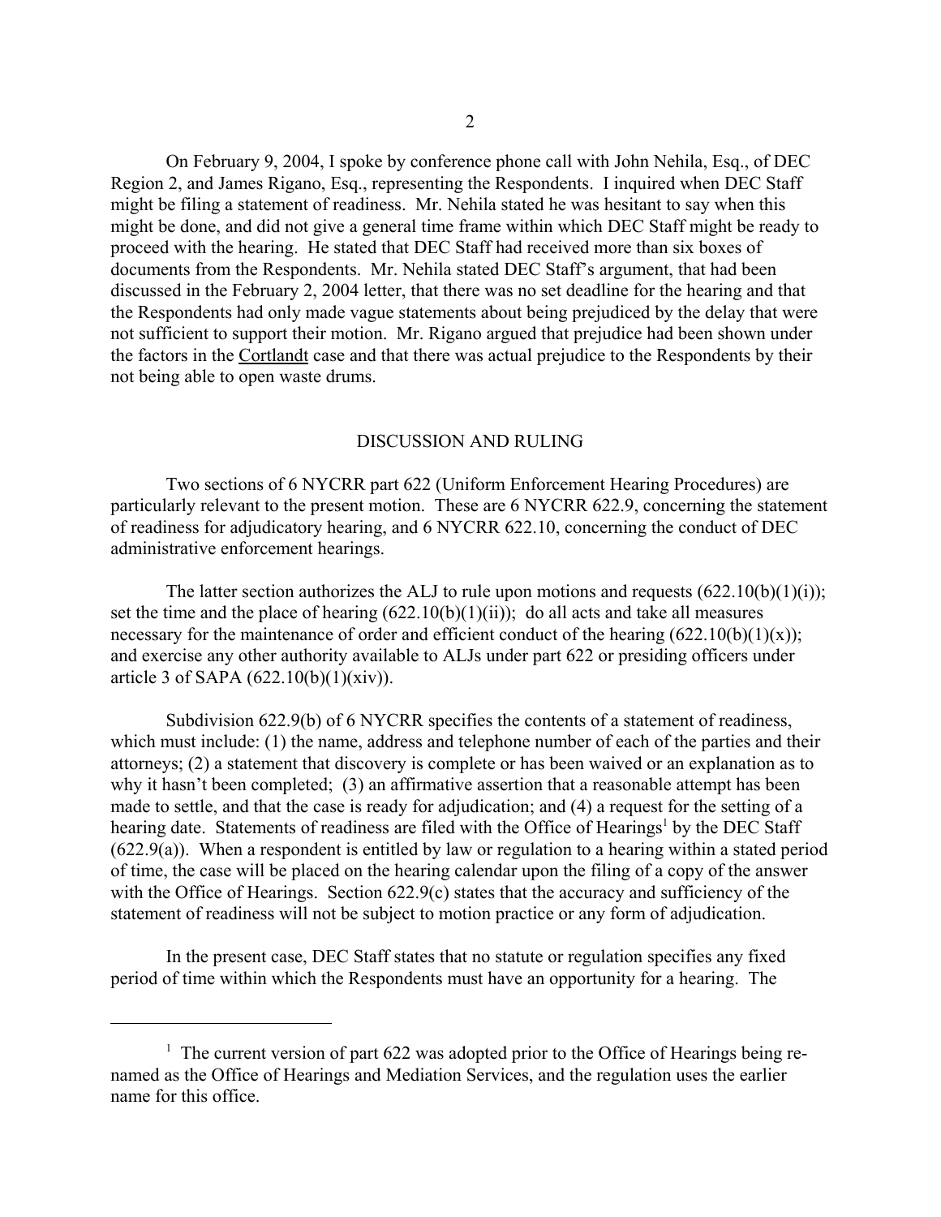On February 9, 2004, I spoke by conference phone call with John Nehila, Esq., of DEC Region 2, and James Rigano, Esq., representing the Respondents. I inquired when DEC Staff might be filing a statement of readiness. Mr. Nehila stated he was hesitant to say when this might be done, and did not give a general time frame within which DEC Staff might be ready to proceed with the hearing. He stated that DEC Staff had received more than six boxes of documents from the Respondents. Mr. Nehila stated DEC Staff's argument, that had been discussed in the February 2, 2004 letter, that there was no set deadline for the hearing and that the Respondents had only made vague statements about being prejudiced by the delay that were not sufficient to support their motion. Mr. Rigano argued that prejudice had been shown under the factors in the Cortlandt case and that there was actual prejudice to the Respondents by their not being able to open waste drums.

## DISCUSSION AND RULING

Two sections of 6 NYCRR part 622 (Uniform Enforcement Hearing Procedures) are particularly relevant to the present motion. These are 6 NYCRR 622.9, concerning the statement of readiness for adjudicatory hearing, and 6 NYCRR 622.10, concerning the conduct of DEC administrative enforcement hearings.

The latter section authorizes the ALJ to rule upon motions and requests (622.10(b)(1)(i)); set the time and the place of hearing (622.10(b)(1)(ii)); do all acts and take all measures necessary for the maintenance of order and efficient conduct of the hearing (622.10(b)(1)(x)); and exercise any other authority available to ALJs under part 622 or presiding officers under article 3 of SAPA (622.10(b)(1)(xiv)).

Subdivision 622.9(b) of 6 NYCRR specifies the contents of a statement of readiness, which must include: (1) the name, address and telephone number of each of the parties and their attorneys; (2) a statement that discovery is complete or has been waived or an explanation as to why it hasn't been completed; (3) an affirmative assertion that a reasonable attempt has been made to settle, and that the case is ready for adjudication; and (4) a request for the setting of a hearing date. Statements of readiness are filed with the Office of Hearings[1] by the DEC Staff (622.9(a)). When a respondent is entitled by law or regulation to a hearing within a stated period of time, the case will be placed on the hearing calendar upon the filing of a copy of the answer with the Office of Hearings. Section 622.9(c) states that the accuracy and sufficiency of the statement of readiness will not be subject to motion practice or any form of adjudication.

In the present case, DEC Staff states that no statute or regulation specifies any fixed period of time within which the Respondents must have an opportunity for a hearing. The

---

[1] The current version of part 622 was adopted prior to the Office of Hearings being re-named as the Office of Hearings and Mediation Services, and the regulation uses the earlier name for this office.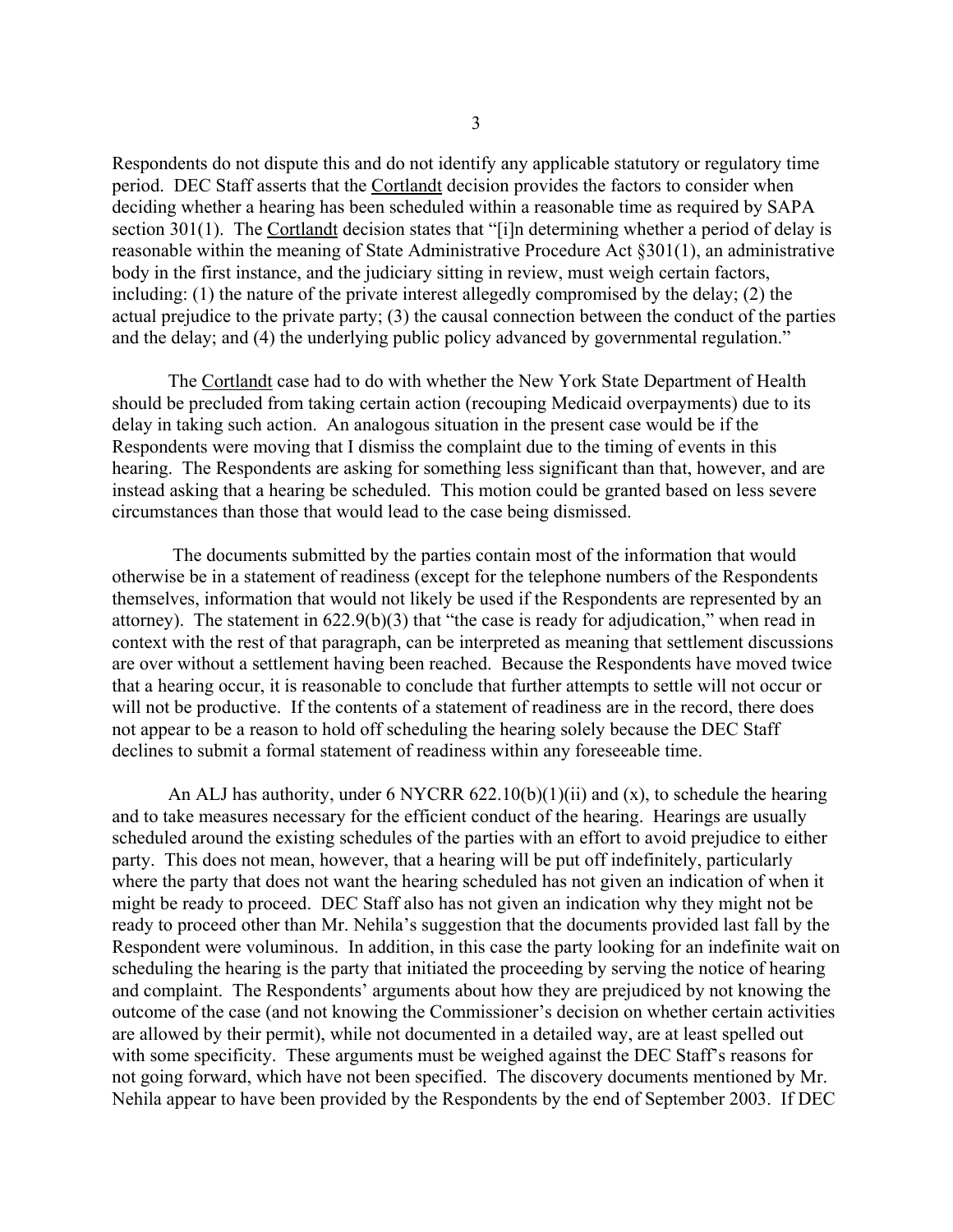Respondents do not dispute this and do not identify any applicable statutory or regulatory time period. DEC Staff asserts that the Cortlandt decision provides the factors to consider when deciding whether a hearing has been scheduled within a reasonable time as required by SAPA section 301(1). The Cortlandt decision states that "[i]n determining whether a period of delay is reasonable within the meaning of State Administrative Procedure Act §301(1), an administrative body in the first instance, and the judiciary sitting in review, must weigh certain factors, including: (1) the nature of the private interest allegedly compromised by the delay; (2) the actual prejudice to the private party; (3) the causal connection between the conduct of the parties and the delay; and (4) the underlying public policy advanced by governmental regulation."

The Cortlandt case had to do with whether the New York State Department of Health should be precluded from taking certain action (recouping Medicaid overpayments) due to its delay in taking such action. An analogous situation in the present case would be if the Respondents were moving that I dismiss the complaint due to the timing of events in this hearing. The Respondents are asking for something less significant than that, however, and are instead asking that a hearing be scheduled. This motion could be granted based on less severe circumstances than those that would lead to the case being dismissed.

The documents submitted by the parties contain most of the information that would otherwise be in a statement of readiness (except for the telephone numbers of the Respondents themselves, information that would not likely be used if the Respondents are represented by an attorney). The statement in 622.9(b)(3) that "the case is ready for adjudication," when read in context with the rest of that paragraph, can be interpreted as meaning that settlement discussions are over without a settlement having been reached. Because the Respondents have moved twice that a hearing occur, it is reasonable to conclude that further attempts to settle will not occur or will not be productive. If the contents of a statement of readiness are in the record, there does not appear to be a reason to hold off scheduling the hearing solely because the DEC Staff declines to submit a formal statement of readiness within any foreseeable time.

An ALJ has authority, under 6 NYCRR 622.10(b)(1)(ii) and (x), to schedule the hearing and to take measures necessary for the efficient conduct of the hearing. Hearings are usually scheduled around the existing schedules of the parties with an effort to avoid prejudice to either party. This does not mean, however, that a hearing will be put off indefinitely, particularly where the party that does not want the hearing scheduled has not given an indication of when it might be ready to proceed. DEC Staff also has not given an indication why they might not be ready to proceed other than Mr. Nehila's suggestion that the documents provided last fall by the Respondent were voluminous. In addition, in this case the party looking for an indefinite wait on scheduling the hearing is the party that initiated the proceeding by serving the notice of hearing and complaint. The Respondents' arguments about how they are prejudiced by not knowing the outcome of the case (and not knowing the Commissioner's decision on whether certain activities are allowed by their permit), while not documented in a detailed way, are at least spelled out with some specificity. These arguments must be weighed against the DEC Staff's reasons for not going forward, which have not been specified. The discovery documents mentioned by Mr. Nehila appear to have been provided by the Respondents by the end of September 2003. If DEC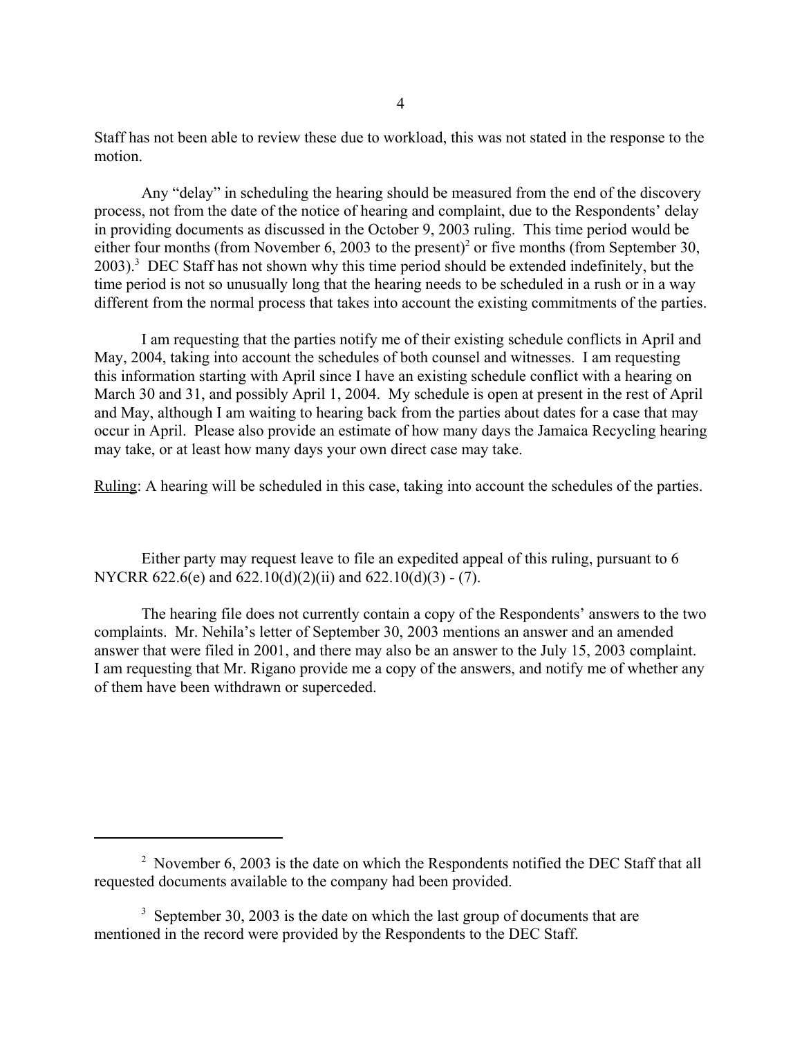Staff has not been able to review these due to workload, this was not stated in the response to the motion.

Any "delay" in scheduling the hearing should be measured from the end of the discovery process, not from the date of the notice of hearing and complaint, due to the Respondents' delay in providing documents as discussed in the October 9, 2003 ruling. This time period would be either four months (from November 6, 2003 to the present)[2] or five months (from September 30, 2003).[3] DEC Staff has not shown why this time period should be extended indefinitely, but the time period is not so unusually long that the hearing needs to be scheduled in a rush or in a way different from the normal process that takes into account the existing commitments of the parties.

I am requesting that the parties notify me of their existing schedule conflicts in April and May, 2004, taking into account the schedules of both counsel and witnesses. I am requesting this information starting with April since I have an existing schedule conflict with a hearing on March 30 and 31, and possibly April 1, 2004. My schedule is open at present in the rest of April and May, although I am waiting to hearing back from the parties about dates for a case that may occur in April. Please also provide an estimate of how many days the Jamaica Recycling hearing may take, or at least how many days your own direct case may take.

<u>Ruling</u>: A hearing will be scheduled in this case, taking into account the schedules of the parties.

Either party may request leave to file an expedited appeal of this ruling, pursuant to 6 NYCRR 622.6(e) and 622.10(d)(2)(ii) and 622.10(d)(3) - (7).

The hearing file does not currently contain a copy of the Respondents' answers to the two complaints. Mr. Nehila's letter of September 30, 2003 mentions an answer and an amended answer that were filed in 2001, and there may also be an answer to the July 15, 2003 complaint. I am requesting that Mr. Rigano provide me a copy of the answers, and notify me of whether any of them have been withdrawn or superceded.

---

[2] November 6, 2003 is the date on which the Respondents notified the DEC Staff that all requested documents available to the company had been provided.

[3] September 30, 2003 is the date on which the last group of documents that are mentioned in the record were provided by the Respondents to the DEC Staff.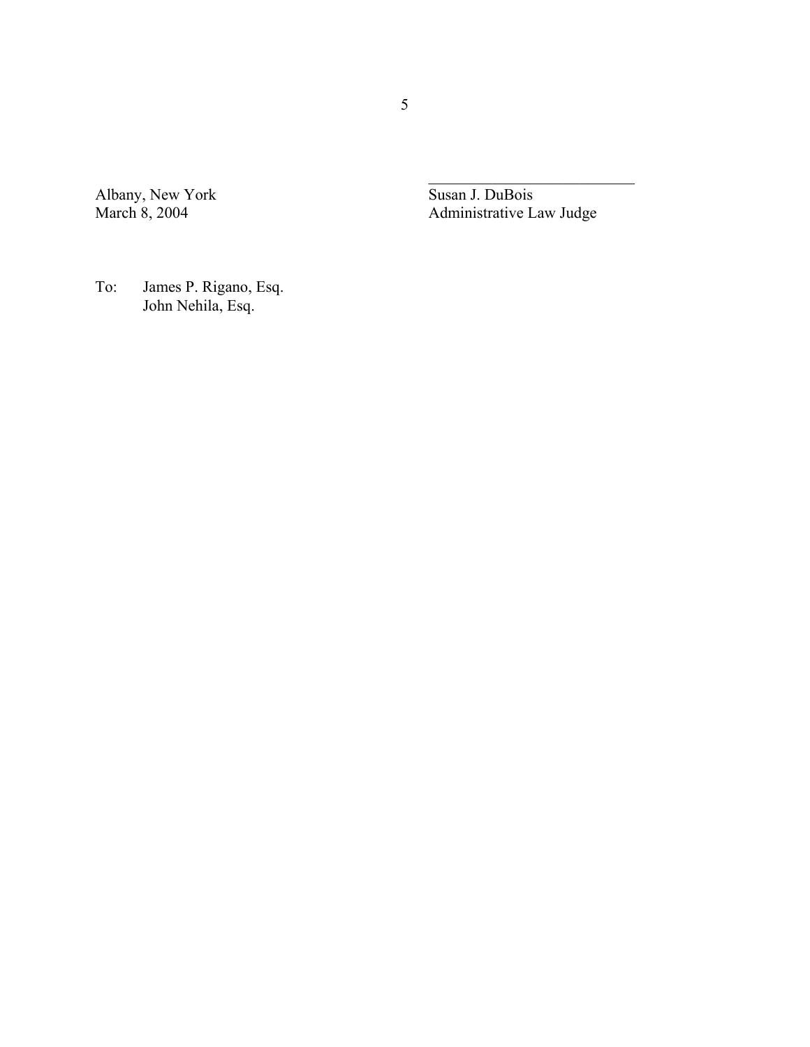Albany, New York
March 8, 2004

\_\_\_\_\_\_\_\_\_\_\_\_\_\_\_\_\_\_\_\_\_\_\_\_\_\_
Susan J. DuBois
Administrative Law Judge

To: James P. Rigano, Esq.
John Nehila, Esq.